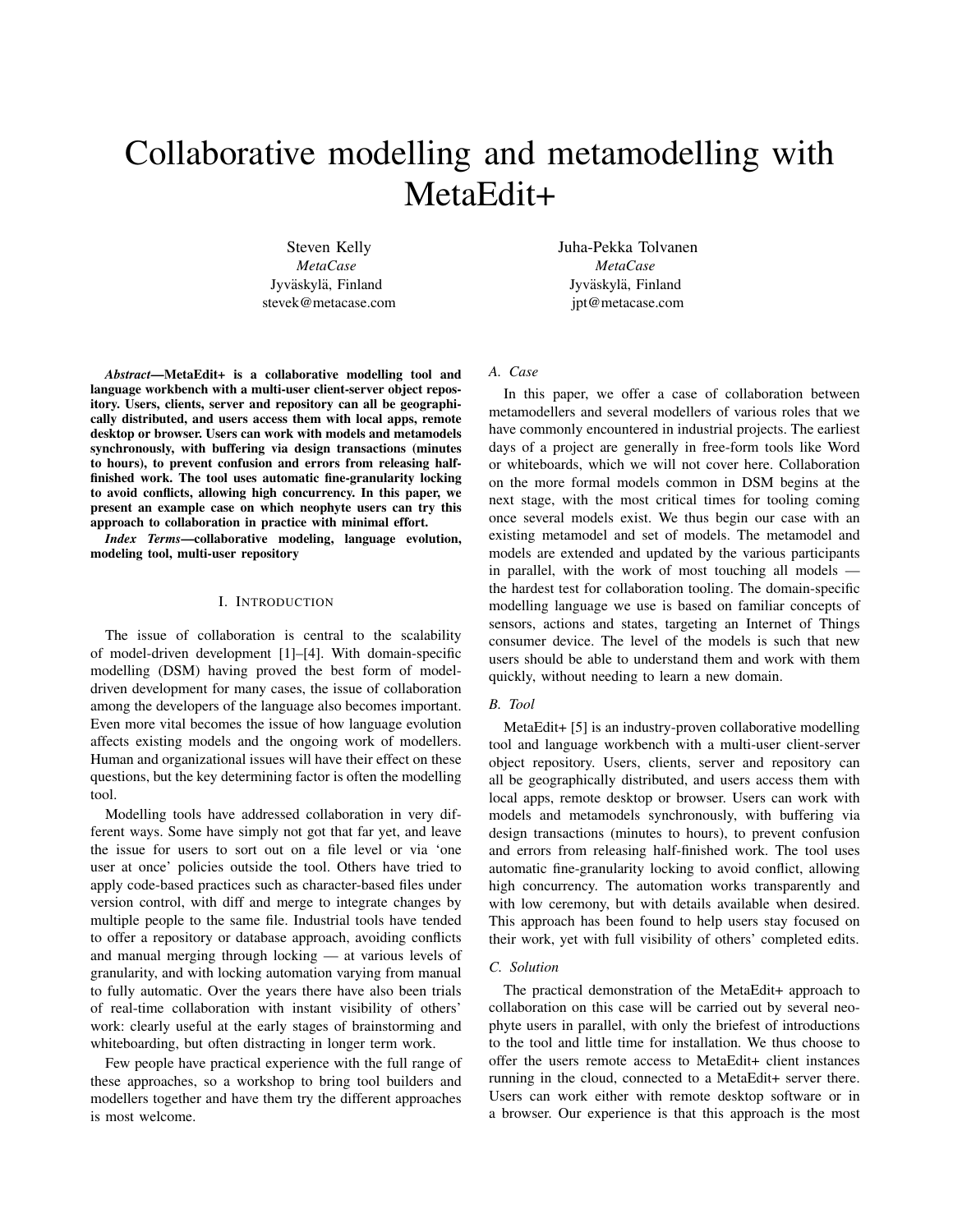# Collaborative modelling and metamodelling with MetaEdit+

Steven Kelly
*MetaCase*
Jyväskylä, Finland
stevek@metacase.com

Juha-Pekka Tolvanen
*MetaCase*
Jyväskylä, Finland
jpt@metacase.com

***Abstract*—MetaEdit+ is a collaborative modelling tool and language workbench with a multi-user client-server object repository. Users, clients, server and repository can all be geographically distributed, and users access them with local apps, remote desktop or browser. Users can work with models and metamodels synchronously, with buffering via design transactions (minutes to hours), to prevent confusion and errors from releasing half-finished work. The tool uses automatic fine-granularity locking to avoid conflicts, allowing high concurrency. In this paper, we present an example case on which neophyte users can try this approach to collaboration in practice with minimal effort.**

***Index Terms*—collaborative modeling, language evolution, modeling tool, multi-user repository**

## I. Introduction

The issue of collaboration is central to the scalability of model-driven development [1]–[4]. With domain-specific modelling (DSM) having proved the best form of model-driven development for many cases, the issue of collaboration among the developers of the language also becomes important. Even more vital becomes the issue of how language evolution affects existing models and the ongoing work of modellers. Human and organizational issues will have their effect on these questions, but the key determining factor is often the modelling tool.

Modelling tools have addressed collaboration in very different ways. Some have simply not got that far yet, and leave the issue for users to sort out on a file level or via 'one user at once' policies outside the tool. Others have tried to apply code-based practices such as character-based files under version control, with diff and merge to integrate changes by multiple people to the same file. Industrial tools have tended to offer a repository or database approach, avoiding conflicts and manual merging through locking — at various levels of granularity, and with locking automation varying from manual to fully automatic. Over the years there have also been trials of real-time collaboration with instant visibility of others' work: clearly useful at the early stages of brainstorming and whiteboarding, but often distracting in longer term work.

Few people have practical experience with the full range of these approaches, so a workshop to bring tool builders and modellers together and have them try the different approaches is most welcome.

### A. Case

In this paper, we offer a case of collaboration between metamodellers and several modellers of various roles that we have commonly encountered in industrial projects. The earliest days of a project are generally in free-form tools like Word or whiteboards, which we will not cover here. Collaboration on the more formal models common in DSM begins at the next stage, with the most critical times for tooling coming once several models exist. We thus begin our case with an existing metamodel and set of models. The metamodel and models are extended and updated by the various participants in parallel, with the work of most touching all models — the hardest test for collaboration tooling. The domain-specific modelling language we use is based on familiar concepts of sensors, actions and states, targeting an Internet of Things consumer device. The level of the models is such that new users should be able to understand them and work with them quickly, without needing to learn a new domain.

### B. Tool

MetaEdit+ [5] is an industry-proven collaborative modelling tool and language workbench with a multi-user client-server object repository. Users, clients, server and repository can all be geographically distributed, and users access them with local apps, remote desktop or browser. Users can work with models and metamodels synchronously, with buffering via design transactions (minutes to hours), to prevent confusion and errors from releasing half-finished work. The tool uses automatic fine-granularity locking to avoid conflict, allowing high concurrency. The automation works transparently and with low ceremony, but with details available when desired. This approach has been found to help users stay focused on their work, yet with full visibility of others' completed edits.

### C. Solution

The practical demonstration of the MetaEdit+ approach to collaboration on this case will be carried out by several neophyte users in parallel, with only the briefest of introductions to the tool and little time for installation. We thus choose to offer the users remote access to MetaEdit+ client instances running in the cloud, connected to a MetaEdit+ server there. Users can work either with remote desktop software or in a browser. Our experience is that this approach is the most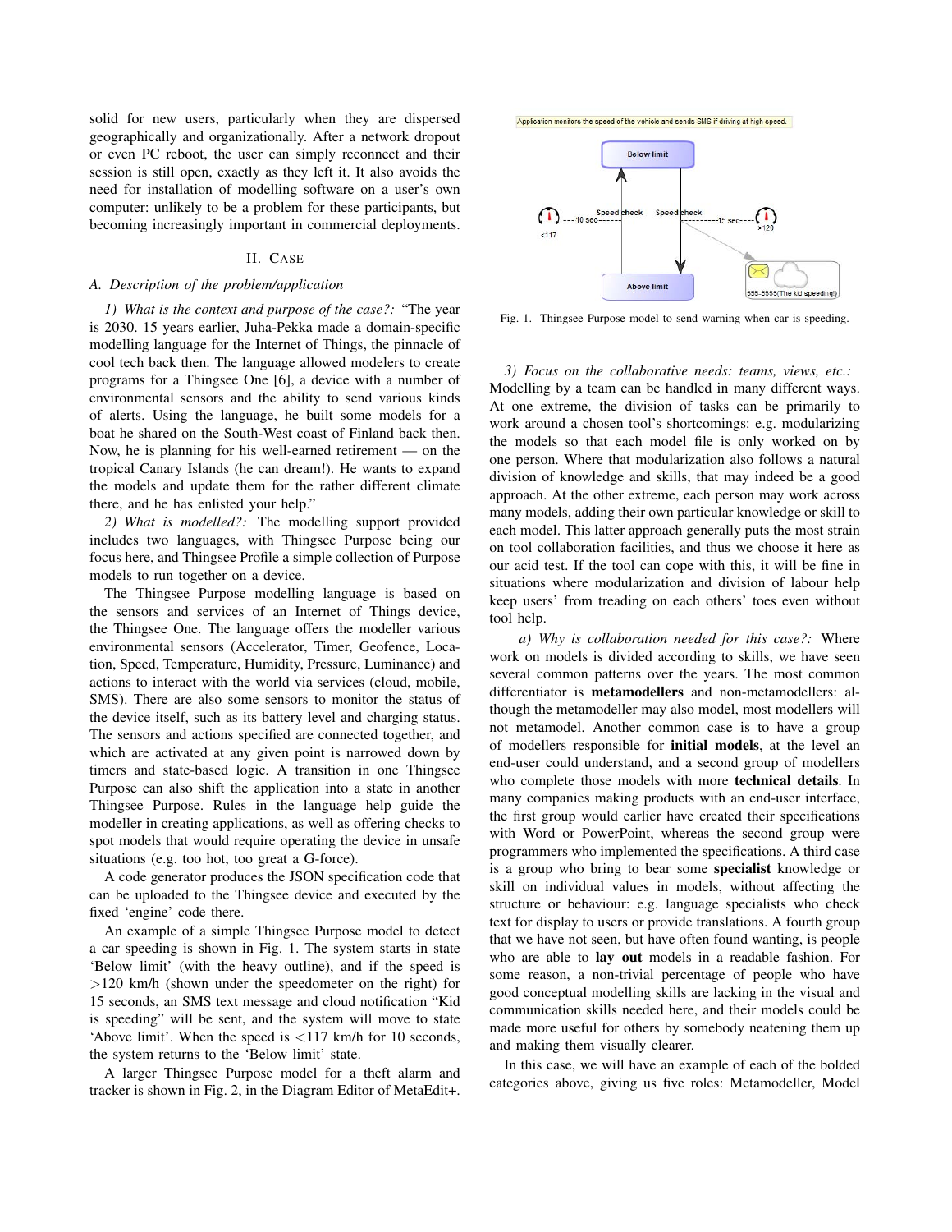solid for new users, particularly when they are dispersed geographically and organizationally. After a network dropout or even PC reboot, the user can simply reconnect and their session is still open, exactly as they left it. It also avoids the need for installation of modelling software on a user's own computer: unlikely to be a problem for these participants, but becoming increasingly important in commercial deployments.

## II. Case

### A. Description of the problem/application

*1) What is the context and purpose of the case?:* "The year is 2030. 15 years earlier, Juha-Pekka made a domain-specific modelling language for the Internet of Things, the pinnacle of cool tech back then. The language allowed modelers to create programs for a Thingsee One [6], a device with a number of environmental sensors and the ability to send various kinds of alerts. Using the language, he built some models for a boat he shared on the South-West coast of Finland back then. Now, he is planning for his well-earned retirement — on the tropical Canary Islands (he can dream!). He wants to expand the models and update them for the rather different climate there, and he has enlisted your help."

*2) What is modelled?:* The modelling support provided includes two languages, with Thingsee Purpose being our focus here, and Thingsee Profile a simple collection of Purpose models to run together on a device.

The Thingsee Purpose modelling language is based on the sensors and services of an Internet of Things device, the Thingsee One. The language offers the modeller various environmental sensors (Accelerator, Timer, Geofence, Location, Speed, Temperature, Humidity, Pressure, Luminance) and actions to interact with the world via services (cloud, mobile, SMS). There are also some sensors to monitor the status of the device itself, such as its battery level and charging status. The sensors and actions specified are connected together, and which are activated at any given point is narrowed down by timers and state-based logic. A transition in one Thingsee Purpose can also shift the application into a state in another Thingsee Purpose. Rules in the language help guide the modeller in creating applications, as well as offering checks to spot models that would require operating the device in unsafe situations (e.g. too hot, too great a G-force).

A code generator produces the JSON specification code that can be uploaded to the Thingsee device and executed by the fixed 'engine' code there.

An example of a simple Thingsee Purpose model to detect a car speeding is shown in Fig. 1. The system starts in state 'Below limit' (with the heavy outline), and if the speed is >120 km/h (shown under the speedometer on the right) for 15 seconds, an SMS text message and cloud notification "Kid is speeding" will be sent, and the system will move to state 'Above limit'. When the speed is <117 km/h for 10 seconds, the system returns to the 'Below limit' state.

A larger Thingsee Purpose model for a theft alarm and tracker is shown in Fig. 2, in the Diagram Editor of MetaEdit+.

Fig. 1. Thingsee Purpose model to send warning when car is speeding.

*3) Focus on the collaborative needs: teams, views, etc.:* Modelling by a team can be handled in many different ways. At one extreme, the division of tasks can be primarily to work around a chosen tool's shortcomings: e.g. modularizing the models so that each model file is only worked on by one person. Where that modularization also follows a natural division of knowledge and skills, that may indeed be a good approach. At the other extreme, each person may work across many models, adding their own particular knowledge or skill to each model. This latter approach generally puts the most strain on tool collaboration facilities, and thus we choose it here as our acid test. If the tool can cope with this, it will be fine in situations where modularization and division of labour help keep users' from treading on each others' toes even without tool help.

*a) Why is collaboration needed for this case?:* Where work on models is divided according to skills, we have seen several common patterns over the years. The most common differentiator is **metamodellers** and non-metamodellers: although the metamodeller may also model, most modellers will not metamodel. Another common case is to have a group of modellers responsible for **initial models**, at the level an end-user could understand, and a second group of modellers who complete those models with more **technical details**. In many companies making products with an end-user interface, the first group would earlier have created their specifications with Word or PowerPoint, whereas the second group were programmers who implemented the specifications. A third case is a group who bring to bear some **specialist** knowledge or skill on individual values in models, without affecting the structure or behaviour: e.g. language specialists who check text for display to users or provide translations. A fourth group that we have not seen, but have often found wanting, is people who are able to **lay out** models in a readable fashion. For some reason, a non-trivial percentage of people who have good conceptual modelling skills are lacking in the visual and communication skills needed here, and their models could be made more useful for others by somebody neatening them up and making them visually clearer.

In this case, we will have an example of each of the bolded categories above, giving us five roles: Metamodeller, Model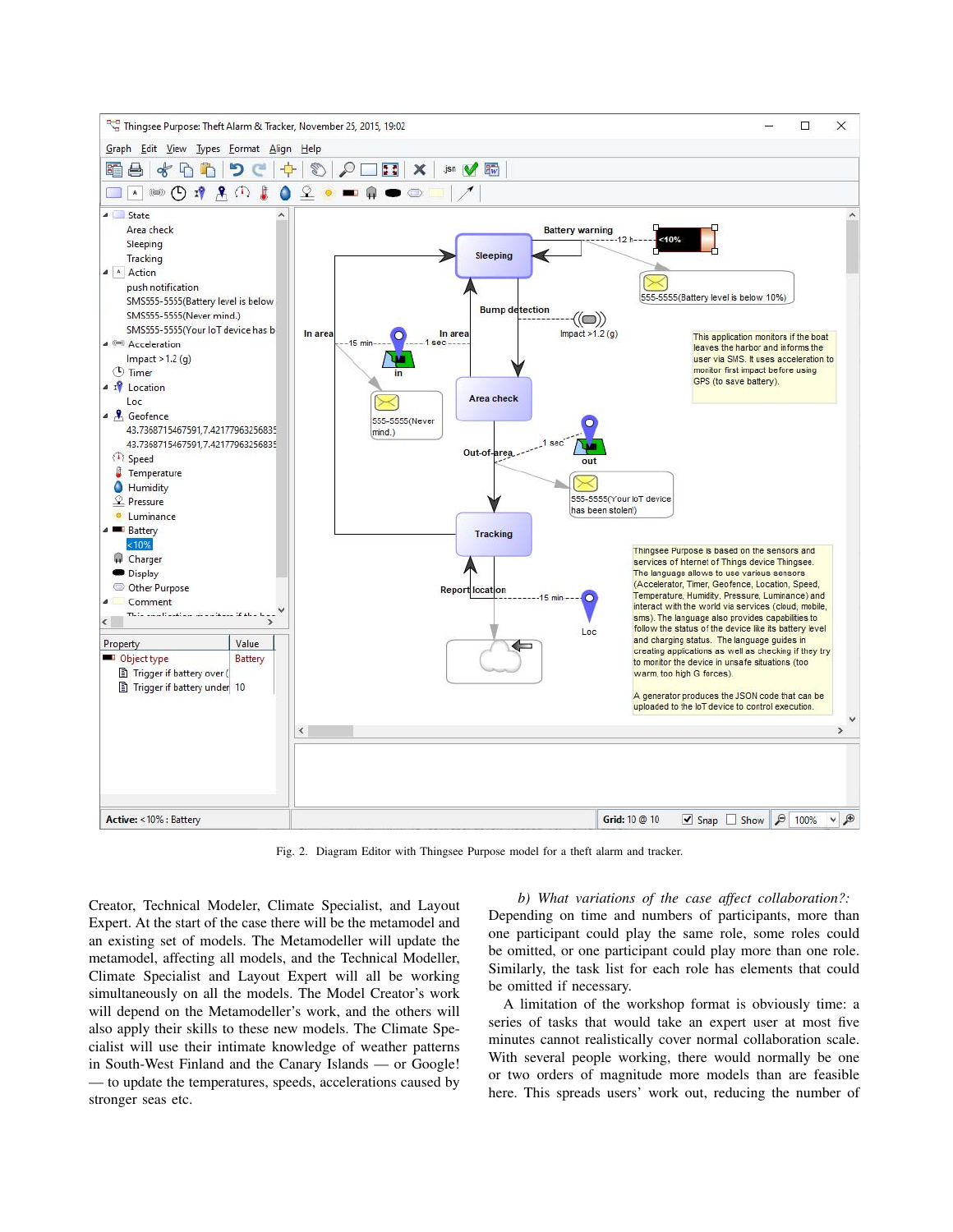Fig. 2. Diagram Editor with Thingsee Purpose model for a theft alarm and tracker.

Creator, Technical Modeler, Climate Specialist, and Layout Expert. At the start of the case there will be the metamodel and an existing set of models. The Metamodeller will update the metamodel, affecting all models, and the Technical Modeller, Climate Specialist and Layout Expert will all be working simultaneously on all the models. The Model Creator's work will depend on the Metamodeller's work, and the others will also apply their skills to these new models. The Climate Specialist will use their intimate knowledge of weather patterns in South-West Finland and the Canary Islands — or Google! — to update the temperatures, speeds, accelerations caused by stronger seas etc.

*b) What variations of the case affect collaboration?:* Depending on time and numbers of participants, more than one participant could play the same role, some roles could be omitted, or one participant could play more than one role. Similarly, the task list for each role has elements that could be omitted if necessary.

A limitation of the workshop format is obviously time: a series of tasks that would take an expert user at most five minutes cannot realistically cover normal collaboration scale. With several people working, there would normally be one or two orders of magnitude more models than are feasible here. This spreads users' work out, reducing the number of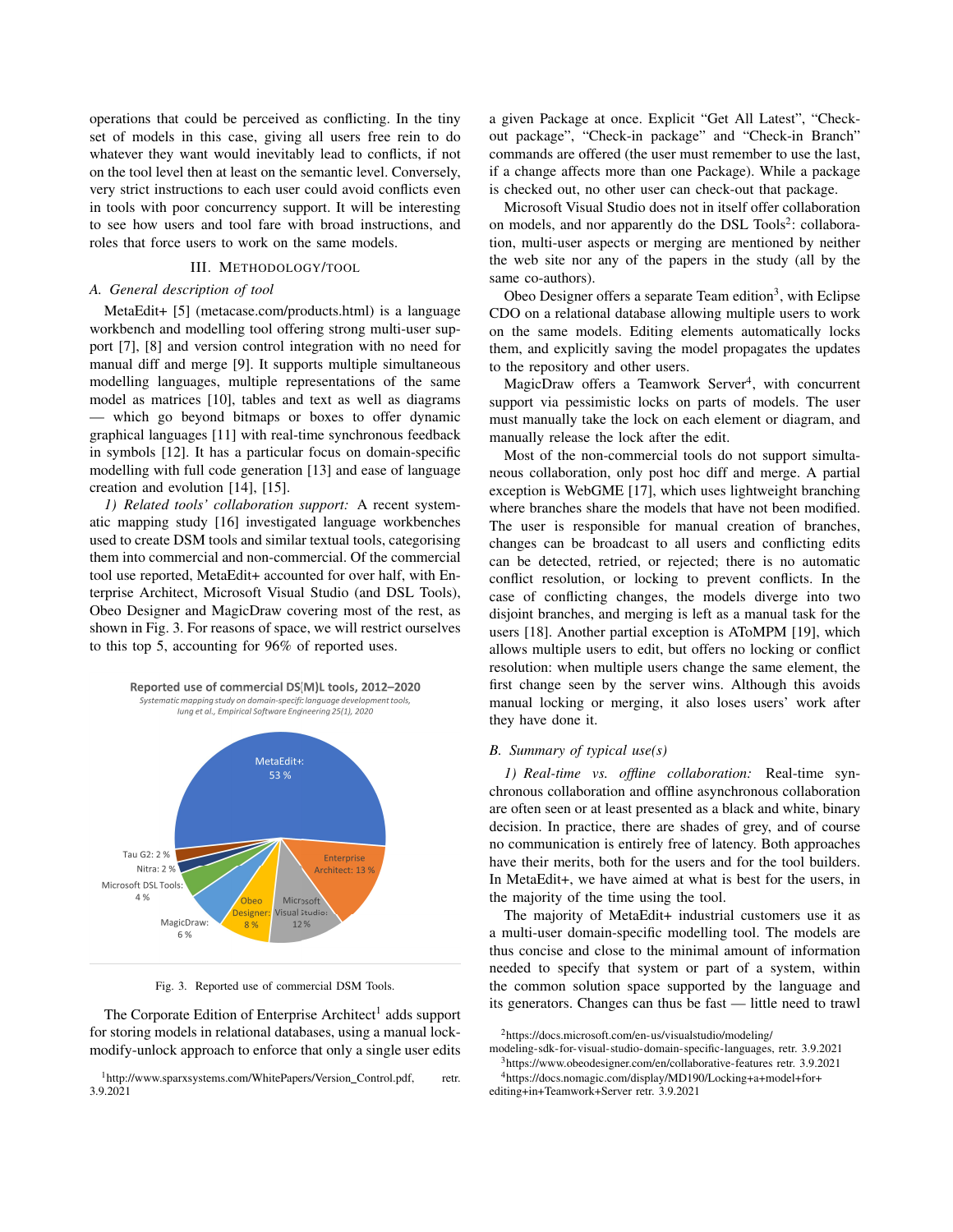operations that could be perceived as conflicting. In the tiny set of models in this case, giving all users free rein to do whatever they want would inevitably lead to conflicts, if not on the tool level then at least on the semantic level. Conversely, very strict instructions to each user could avoid conflicts even in tools with poor concurrency support. It will be interesting to see how users and tool fare with broad instructions, and roles that force users to work on the same models.

## III. Methodology/Tool

### A. General description of tool

MetaEdit+ [5] (metacase.com/products.html) is a language workbench and modelling tool offering strong multi-user support [7], [8] and version control integration with no need for manual diff and merge [9]. It supports multiple simultaneous modelling languages, multiple representations of the same model as matrices [10], tables and text as well as diagrams — which go beyond bitmaps or boxes to offer dynamic graphical languages [11] with real-time synchronous feedback in symbols [12]. It has a particular focus on domain-specific modelling with full code generation [13] and ease of language creation and evolution [14], [15].

*1) Related tools' collaboration support:* A recent systematic mapping study [16] investigated language workbenches used to create DSM tools and similar textual tools, categorising them into commercial and non-commercial. Of the commercial tool use reported, MetaEdit+ accounted for over half, with Enterprise Architect, Microsoft Visual Studio (and DSL Tools), Obeo Designer and MagicDraw covering most of the rest, as shown in Fig. 3. For reasons of space, we will restrict ourselves to this top 5, accounting for 96% of reported uses.

Reported use of commercial DS(M)L tools, 2012–2020
*Systematic mapping study on domain-specific language development tools, Iung et al., Empirical Software Engineering 25(1), 2020*

MetaEdit+: 53 %; Enterprise Architect: 13 %; Microsoft Visual Studio: 12 %; Obeo Designer: 8 %; MagicDraw: 6 %; Microsoft DSL Tools: 4 %; Nitra: 2 %; Tau G2: 2 %

Fig. 3. Reported use of commercial DSM Tools.

The Corporate Edition of Enterprise Architect[1] adds support for storing models in relational databases, using a manual lock-modify-unlock approach to enforce that only a single user edits a given Package at once. Explicit "Get All Latest", "Check-out package", "Check-in package" and "Check-in Branch" commands are offered (the user must remember to use the last, if a change affects more than one Package). While a package is checked out, no other user can check-out that package.

Microsoft Visual Studio does not in itself offer collaboration on models, and nor apparently do the DSL Tools[2]: collaboration, multi-user aspects or merging are mentioned by neither the web site nor any of the papers in the study (all by the same co-authors).

Obeo Designer offers a separate Team edition[3], with Eclipse CDO on a relational database allowing multiple users to work on the same models. Editing elements automatically locks them, and explicitly saving the model propagates the updates to the repository and other users.

MagicDraw offers a Teamwork Server[4], with concurrent support via pessimistic locks on parts of models. The user must manually take the lock on each element or diagram, and manually release the lock after the edit.

Most of the non-commercial tools do not support simultaneous collaboration, only post hoc diff and merge. A partial exception is WebGME [17], which uses lightweight branching where branches share the models that have not been modified. The user is responsible for manual creation of branches, changes can be broadcast to all users and conflicting edits can be detected, retried, or rejected; there is no automatic conflict resolution, or locking to prevent conflicts. In the case of conflicting changes, the models diverge into two disjoint branches, and merging is left as a manual task for the users [18]. Another partial exception is AToMPM [19], which allows multiple users to edit, but offers no locking or conflict resolution: when multiple users change the same element, the first change seen by the server wins. Although this avoids manual locking or merging, it also loses users' work after they have done it.

### B. Summary of typical use(s)

*1) Real-time vs. offline collaboration:* Real-time synchronous collaboration and offline asynchronous collaboration are often seen or at least presented as a black and white, binary decision. In practice, there are shades of grey, and of course no communication is entirely free of latency. Both approaches have their merits, both for the users and for the tool builders. In MetaEdit+, we have aimed at what is best for the users, in the majority of the time using the tool.

The majority of MetaEdit+ industrial customers use it as a multi-user domain-specific modelling tool. The models are thus concise and close to the minimal amount of information needed to specify that system or part of a system, within the common solution space supported by the language and its generators. Changes can thus be fast — little need to trawl

[1] http://www.sparxsystems.com/WhitePapers/Version_Control.pdf, retr. 3.9.2021

[2] https://docs.microsoft.com/en-us/visualstudio/modeling/modeling-sdk-for-visual-studio-domain-specific-languages, retr. 3.9.2021

[3] https://www.obeodesigner.com/en/collaborative-features retr. 3.9.2021

[4] https://docs.nomagic.com/display/MD190/Locking+a+model+for+editing+in+Teamwork+Server retr. 3.9.2021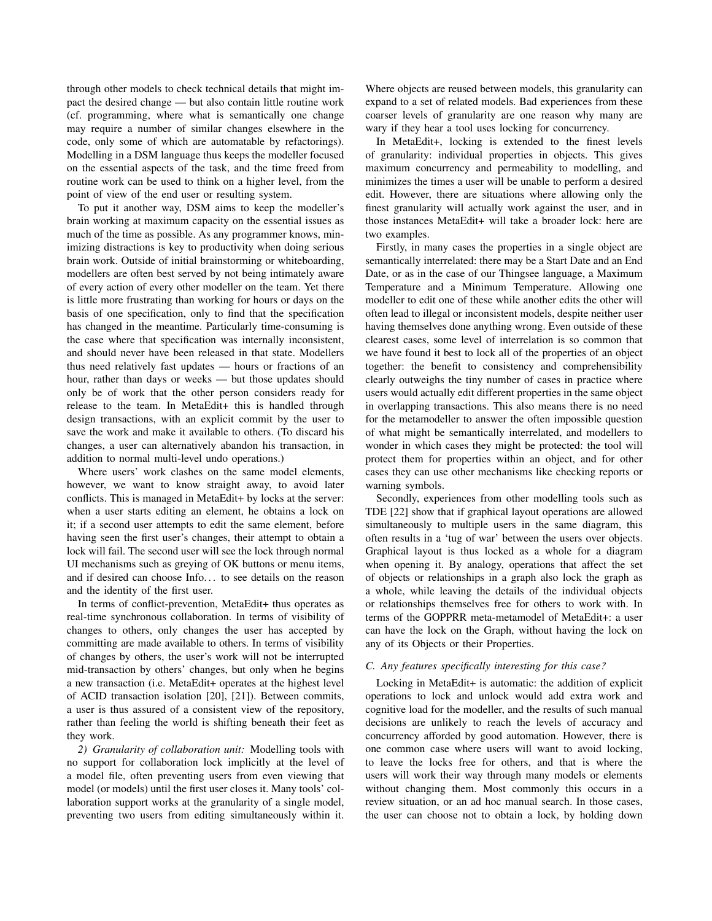through other models to check technical details that might impact the desired change — but also contain little routine work (cf. programming, where what is semantically one change may require a number of similar changes elsewhere in the code, only some of which are automatable by refactorings). Modelling in a DSM language thus keeps the modeller focused on the essential aspects of the task, and the time freed from routine work can be used to think on a higher level, from the point of view of the end user or resulting system.

To put it another way, DSM aims to keep the modeller's brain working at maximum capacity on the essential issues as much of the time as possible. As any programmer knows, minimizing distractions is key to productivity when doing serious brain work. Outside of initial brainstorming or whiteboarding, modellers are often best served by not being intimately aware of every action of every other modeller on the team. Yet there is little more frustrating than working for hours or days on the basis of one specification, only to find that the specification has changed in the meantime. Particularly time-consuming is the case where that specification was internally inconsistent, and should never have been released in that state. Modellers thus need relatively fast updates — hours or fractions of an hour, rather than days or weeks — but those updates should only be of work that the other person considers ready for release to the team. In MetaEdit+ this is handled through design transactions, with an explicit commit by the user to save the work and make it available to others. (To discard his changes, a user can alternatively abandon his transaction, in addition to normal multi-level undo operations.)

Where users' work clashes on the same model elements, however, we want to know straight away, to avoid later conflicts. This is managed in MetaEdit+ by locks at the server: when a user starts editing an element, he obtains a lock on it; if a second user attempts to edit the same element, before having seen the first user's changes, their attempt to obtain a lock will fail. The second user will see the lock through normal UI mechanisms such as greying of OK buttons or menu items, and if desired can choose Info... to see details on the reason and the identity of the first user.

In terms of conflict-prevention, MetaEdit+ thus operates as real-time synchronous collaboration. In terms of visibility of changes to others, only changes the user has accepted by committing are made available to others. In terms of visibility of changes by others, the user's work will not be interrupted mid-transaction by others' changes, but only when he begins a new transaction (i.e. MetaEdit+ operates at the highest level of ACID transaction isolation [20], [21]). Between commits, a user is thus assured of a consistent view of the repository, rather than feeling the world is shifting beneath their feet as they work.

*2) Granularity of collaboration unit:* Modelling tools with no support for collaboration lock implicitly at the level of a model file, often preventing users from even viewing that model (or models) until the first user closes it. Many tools' collaboration support works at the granularity of a single model, preventing two users from editing simultaneously within it. Where objects are reused between models, this granularity can expand to a set of related models. Bad experiences from these coarser levels of granularity are one reason why many are wary if they hear a tool uses locking for concurrency.

In MetaEdit+, locking is extended to the finest levels of granularity: individual properties in objects. This gives maximum concurrency and permeability to modelling, and minimizes the times a user will be unable to perform a desired edit. However, there are situations where allowing only the finest granularity will actually work against the user, and in those instances MetaEdit+ will take a broader lock: here are two examples.

Firstly, in many cases the properties in a single object are semantically interrelated: there may be a Start Date and an End Date, or as in the case of our Thingsee language, a Maximum Temperature and a Minimum Temperature. Allowing one modeller to edit one of these while another edits the other will often lead to illegal or inconsistent models, despite neither user having themselves done anything wrong. Even outside of these clearest cases, some level of interrelation is so common that we have found it best to lock all of the properties of an object together: the benefit to consistency and comprehensibility clearly outweighs the tiny number of cases in practice where users would actually edit different properties in the same object in overlapping transactions. This also means there is no need for the metamodeller to answer the often impossible question of what might be semantically interrelated, and modellers to wonder in which cases they might be protected: the tool will protect them for properties within an object, and for other cases they can use other mechanisms like checking reports or warning symbols.

Secondly, experiences from other modelling tools such as TDE [22] show that if graphical layout operations are allowed simultaneously to multiple users in the same diagram, this often results in a 'tug of war' between the users over objects. Graphical layout is thus locked as a whole for a diagram when opening it. By analogy, operations that affect the set of objects or relationships in a graph also lock the graph as a whole, while leaving the details of the individual objects or relationships themselves free for others to work with. In terms of the GOPPRR meta-metamodel of MetaEdit+: a user can have the lock on the Graph, without having the lock on any of its Objects or their Properties.

### C. Any features specifically interesting for this case?

Locking in MetaEdit+ is automatic: the addition of explicit operations to lock and unlock would add extra work and cognitive load for the modeller, and the results of such manual decisions are unlikely to reach the levels of accuracy and concurrency afforded by good automation. However, there is one common case where users will want to avoid locking, to leave the locks free for others, and that is where the users will work their way through many models or elements without changing them. Most commonly this occurs in a review situation, or an ad hoc manual search. In those cases, the user can choose not to obtain a lock, by holding down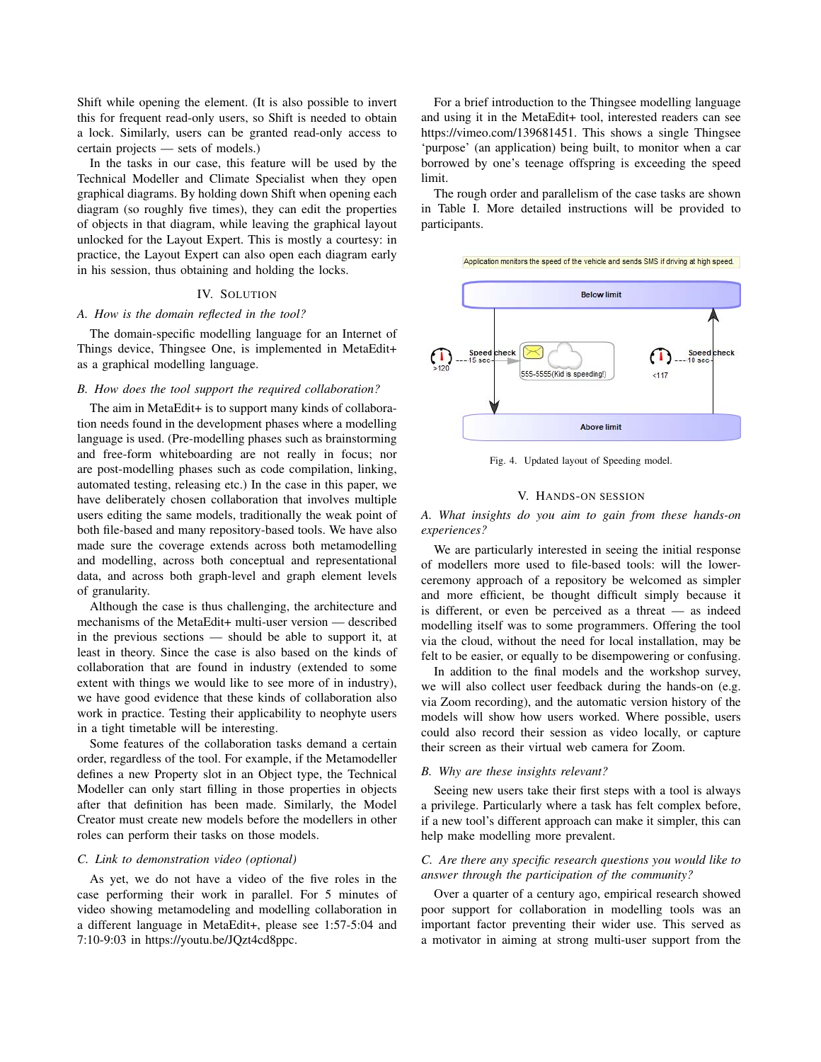Shift while opening the element. (It is also possible to invert this for frequent read-only users, so Shift is needed to obtain a lock. Similarly, users can be granted read-only access to certain projects — sets of models.)

In the tasks in our case, this feature will be used by the Technical Modeller and Climate Specialist when they open graphical diagrams. By holding down Shift when opening each diagram (so roughly five times), they can edit the properties of objects in that diagram, while leaving the graphical layout unlocked for the Layout Expert. This is mostly a courtesy: in practice, the Layout Expert can also open each diagram early in his session, thus obtaining and holding the locks.

## IV. Solution

### *A. How is the domain reflected in the tool?*

The domain-specific modelling language for an Internet of Things device, Thingsee One, is implemented in MetaEdit+ as a graphical modelling language.

### *B. How does the tool support the required collaboration?*

The aim in MetaEdit+ is to support many kinds of collaboration needs found in the development phases where a modelling language is used. (Pre-modelling phases such as brainstorming and free-form whiteboarding are not really in focus; nor are post-modelling phases such as code compilation, linking, automated testing, releasing etc.) In the case in this paper, we have deliberately chosen collaboration that involves multiple users editing the same models, traditionally the weak point of both file-based and many repository-based tools. We have also made sure the coverage extends across both metamodelling and modelling, across both conceptual and representational data, and across both graph-level and graph element levels of granularity.

Although the case is thus challenging, the architecture and mechanisms of the MetaEdit+ multi-user version — described in the previous sections — should be able to support it, at least in theory. Since the case is also based on the kinds of collaboration that are found in industry (extended to some extent with things we would like to see more of in industry), we have good evidence that these kinds of collaboration also work in practice. Testing their applicability to neophyte users in a tight timetable will be interesting.

Some features of the collaboration tasks demand a certain order, regardless of the tool. For example, if the Metamodeller defines a new Property slot in an Object type, the Technical Modeller can only start filling in those properties in objects after that definition has been made. Similarly, the Model Creator must create new models before the modellers in other roles can perform their tasks on those models.

### *C. Link to demonstration video (optional)*

As yet, we do not have a video of the five roles in the case performing their work in parallel. For 5 minutes of video showing metamodeling and modelling collaboration in a different language in MetaEdit+, please see 1:57-5:04 and 7:10-9:03 in https://youtu.be/JQzt4cd8ppc.

For a brief introduction to the Thingsee modelling language and using it in the MetaEdit+ tool, interested readers can see https://vimeo.com/139681451. This shows a single Thingsee 'purpose' (an application) being built, to monitor when a car borrowed by one's teenage offspring is exceeding the speed limit.

The rough order and parallelism of the case tasks are shown in Table I. More detailed instructions will be provided to participants.

Fig. 4. Updated layout of Speeding model.

## V. Hands-on Session

### *A. What insights do you aim to gain from these hands-on experiences?*

We are particularly interested in seeing the initial response of modellers more used to file-based tools: will the lower-ceremony approach of a repository be welcomed as simpler and more efficient, be thought difficult simply because it is different, or even be perceived as a threat — as indeed modelling itself was to some programmers. Offering the tool via the cloud, without the need for local installation, may be felt to be easier, or equally to be disempowering or confusing.

In addition to the final models and the workshop survey, we will also collect user feedback during the hands-on (e.g. via Zoom recording), and the automatic version history of the models will show how users worked. Where possible, users could also record their session as video locally, or capture their screen as their virtual web camera for Zoom.

### *B. Why are these insights relevant?*

Seeing new users take their first steps with a tool is always a privilege. Particularly where a task has felt complex before, if a new tool's different approach can make it simpler, this can help make modelling more prevalent.

### *C. Are there any specific research questions you would like to answer through the participation of the community?*

Over a quarter of a century ago, empirical research showed poor support for collaboration in modelling tools was an important factor preventing their wider use. This served as a motivator in aiming at strong multi-user support from the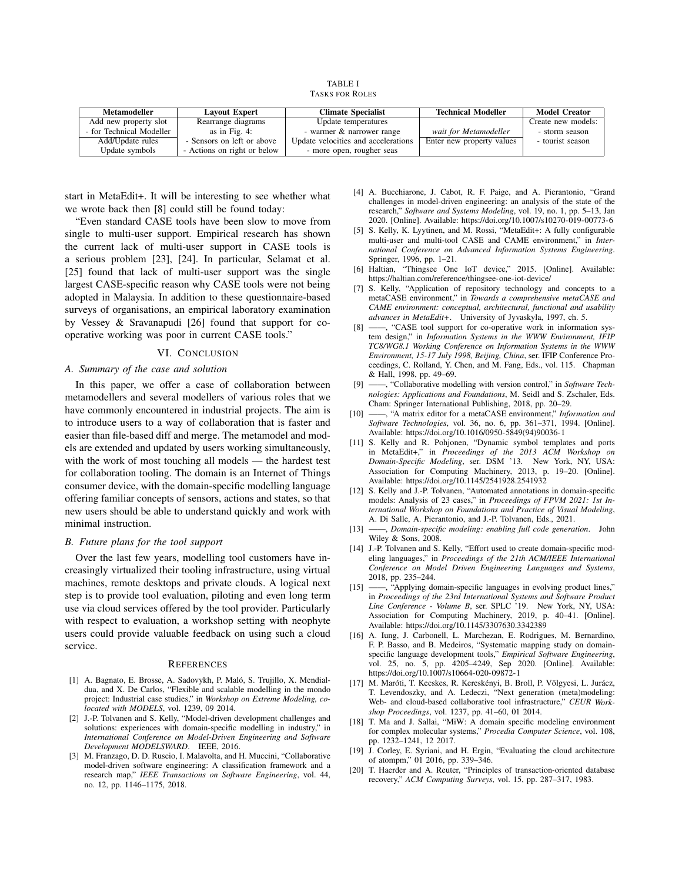TABLE I
TASKS FOR ROLES

| Metamodeller | Layout Expert | Climate Specialist | Technical Modeller | Model Creator |
|---|---|---|---|---|
| Add new property slot | Rearrange diagrams | Update temperatures | | Create new models: |
| - for Technical Modeller | as in Fig. 4: | - warmer & narrower range | *wait for Metamodeller* | - storm season |
| Add/Update rules | - Sensors on left or above | Update velocities and accelerations | Enter new property values | - tourist season |
| Update symbols | - Actions on right or below | - more open, rougher seas | | |

start in MetaEdit+. It will be interesting to see whether what we wrote back then [8] could still be found today:

"Even standard CASE tools have been slow to move from single to multi-user support. Empirical research has shown the current lack of multi-user support in CASE tools is a serious problem [23], [24]. In particular, Selamat et al. [25] found that lack of multi-user support was the single largest CASE-specific reason why CASE tools were not being adopted in Malaysia. In addition to these questionnaire-based surveys of organisations, an empirical laboratory examination by Vessey & Sravanapudi [26] found that support for co-operative working was poor in current CASE tools."

## VI. Conclusion

### A. Summary of the case and solution

In this paper, we offer a case of collaboration between metamodellers and several modellers of various roles that we have commonly encountered in industrial projects. The aim is to introduce users to a way of collaboration that is faster and easier than file-based diff and merge. The metamodel and models are extended and updated by users working simultaneously, with the work of most touching all models — the hardest test for collaboration tooling. The domain is an Internet of Things consumer device, with the domain-specific modelling language offering familiar concepts of sensors, actions and states, so that new users should be able to understand quickly and work with minimal instruction.

### B. Future plans for the tool support

Over the last few years, modelling tool customers have increasingly virtualized their tooling infrastructure, using virtual machines, remote desktops and private clouds. A logical next step is to provide tool evaluation, piloting and even long term use via cloud services offered by the tool provider. Particularly with respect to evaluation, a workshop setting with neophyte users could provide valuable feedback on using such a cloud service.

## References

[1] A. Bagnato, E. Brosse, A. Sadovykh, P. Maló, S. Trujillo, X. Mendialdua, and X. De Carlos, "Flexible and scalable modelling in the mondo project: Industrial case studies," in *Workshop on Extreme Modeling, co-located with MODELS*, vol. 1239, 09 2014.

[2] J.-P. Tolvanen and S. Kelly, "Model-driven development challenges and solutions: experiences with domain-specific modelling in industry," in *International Conference on Model-Driven Engineering and Software Development MODELSWARD*. IEEE, 2016.

[3] M. Franzago, D. D. Ruscio, I. Malavolta, and H. Muccini, "Collaborative model-driven software engineering: A classification framework and a research map," *IEEE Transactions on Software Engineering*, vol. 44, no. 12, pp. 1146–1175, 2018.

[4] A. Bucchiarone, J. Cabot, R. F. Paige, and A. Pierantonio, "Grand challenges in model-driven engineering: an analysis of the state of the research," *Software and Systems Modeling*, vol. 19, no. 1, pp. 5–13, Jan 2020. [Online]. Available: https://doi.org/10.1007/s10270-019-00773-6

[5] S. Kelly, K. Lyytinen, and M. Rossi, "MetaEdit+: A fully configurable multi-user and multi-tool CASE and CAME environment," in *International Conference on Advanced Information Systems Engineering*. Springer, 1996, pp. 1–21.

[6] Haltian, "Thingsee One IoT device," 2015. [Online]. Available: https://haltian.com/reference/thingsee-one-iot-device/

[7] S. Kelly, "Application of repository technology and concepts to a metaCASE environment," in *Towards a comprehensive metaCASE and CAME environment: conceptual, architectural, functional and usability advances in MetaEdit+*. University of Jyvaskyla, 1997, ch. 5.

[8] ——, "CASE tool support for co-operative work in information system design," in *Information Systems in the WWW Environment, IFIP TC8/WG8.1 Working Conference on Information Systems in the WWW Environment, 15-17 July 1998, Beijing, China*, ser. IFIP Conference Proceedings, C. Rolland, Y. Chen, and M. Fang, Eds., vol. 115. Chapman & Hall, 1998, pp. 49–69.

[9] ——, "Collaborative modelling with version control," in *Software Technologies: Applications and Foundations*, M. Seidl and S. Zschaler, Eds. Cham: Springer International Publishing, 2018, pp. 20–29.

[10] ——, "A matrix editor for a metaCASE environment," *Information and Software Technologies*, vol. 36, no. 6, pp. 361–371, 1994. [Online]. Available: https://doi.org/10.1016/0950-5849(94)90036-1

[11] S. Kelly and R. Pohjonen, "Dynamic symbol templates and ports in MetaEdit+," in *Proceedings of the 2013 ACM Workshop on Domain-Specific Modeling*, ser. DSM '13. New York, NY, USA: Association for Computing Machinery, 2013, p. 19–20. [Online]. Available: https://doi.org/10.1145/2541928.2541932

[12] S. Kelly and J.-P. Tolvanen, "Automated annotations in domain-specific models: Analysis of 23 cases," in *Proceedings of FPVM 2021: 1st International Workshop on Foundations and Practice of Visual Modeling*, A. Di Salle, A. Pierantonio, and J.-P. Tolvanen, Eds., 2021.

[13] ——, *Domain-specific modeling: enabling full code generation*. John Wiley & Sons, 2008.

[14] J.-P. Tolvanen and S. Kelly, "Effort used to create domain-specific modeling languages," in *Proceedings of the 21th ACM/IEEE International Conference on Model Driven Engineering Languages and Systems*, 2018, pp. 235–244.

[15] ——, "Applying domain-specific languages in evolving product lines," in *Proceedings of the 23rd International Systems and Software Product Line Conference - Volume B*, ser. SPLC '19. New York, NY, USA: Association for Computing Machinery, 2019, p. 40–41. [Online]. Available: https://doi.org/10.1145/3307630.3342389

[16] A. Iung, J. Carbonell, L. Marchezan, E. Rodrigues, M. Bernardino, F. P. Basso, and B. Medeiros, "Systematic mapping study on domain-specific language development tools," *Empirical Software Engineering*, vol. 25, no. 5, pp. 4205–4249, Sep 2020. [Online]. Available: https://doi.org/10.1007/s10664-020-09872-1

[17] M. Maróti, T. Kecskes, R. Kereskényi, B. Broll, P. Völgyesi, L. Jurácz, T. Levendoszky, and A. Ledeczi, "Next generation (meta)modeling: Web- and cloud-based collaborative tool infrastructure," *CEUR Workshop Proceedings*, vol. 1237, pp. 41–60, 01 2014.

[18] T. Ma and J. Sallai, "MiW: A domain specific modeling environment for complex molecular systems," *Procedia Computer Science*, vol. 108, pp. 1232–1241, 12 2017.

[19] J. Corley, E. Syriani, and H. Ergin, "Evaluating the cloud architecture of atompm," 01 2016, pp. 339–346.

[20] T. Haerder and A. Reuter, "Principles of transaction-oriented database recovery," *ACM Computing Surveys*, vol. 15, pp. 287–317, 1983.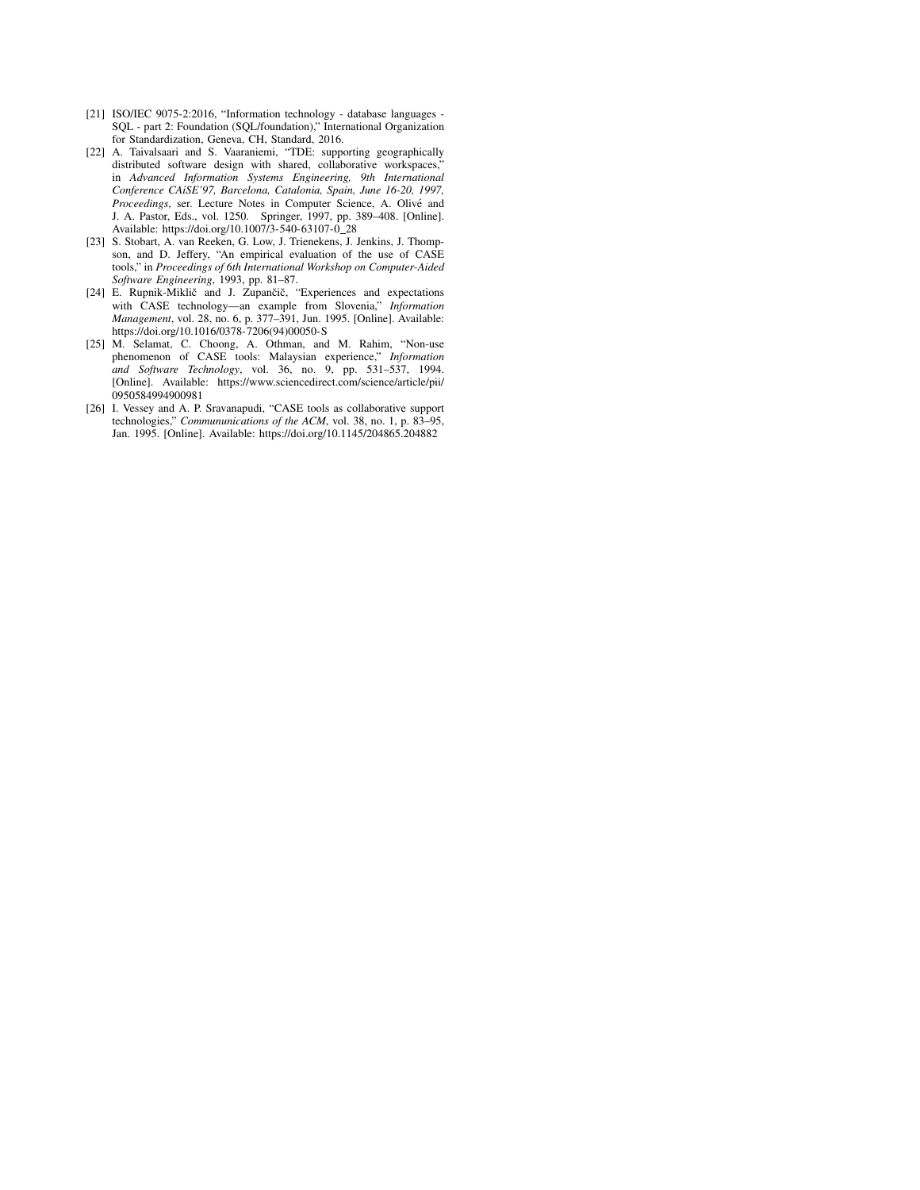[21] ISO/IEC 9075-2:2016, "Information technology - database languages - SQL - part 2: Foundation (SQL/foundation)," International Organization for Standardization, Geneva, CH, Standard, 2016.

[22] A. Taivalsaari and S. Vaaraniemi, "TDE: supporting geographically distributed software design with shared, collaborative workspaces," in *Advanced Information Systems Engineering, 9th International Conference CAiSE'97, Barcelona, Catalonia, Spain, June 16-20, 1997, Proceedings*, ser. Lecture Notes in Computer Science, A. Olivé and J. A. Pastor, Eds., vol. 1250. Springer, 1997, pp. 389–408. [Online]. Available: https://doi.org/10.1007/3-540-63107-0_28

[23] S. Stobart, A. van Reeken, G. Low, J. Trienekens, J. Jenkins, J. Thompson, and D. Jeffery, "An empirical evaluation of the use of CASE tools," in *Proceedings of 6th International Workshop on Computer-Aided Software Engineering*, 1993, pp. 81–87.

[24] E. Rupnik-Miklič and J. Zupančič, "Experiences and expectations with CASE technology—an example from Slovenia," *Information Management*, vol. 28, no. 6, p. 377–391, Jun. 1995. [Online]. Available: https://doi.org/10.1016/0378-7206(94)00050-S

[25] M. Selamat, C. Choong, A. Othman, and M. Rahim, "Non-use phenomenon of CASE tools: Malaysian experience," *Information and Software Technology*, vol. 36, no. 9, pp. 531–537, 1994. [Online]. Available: https://www.sciencedirect.com/science/article/pii/0950584994900981

[26] I. Vessey and A. P. Sravanapudi, "CASE tools as collaborative support technologies," *Commununications of the ACM*, vol. 38, no. 1, p. 83–95, Jan. 1995. [Online]. Available: https://doi.org/10.1145/204865.204882